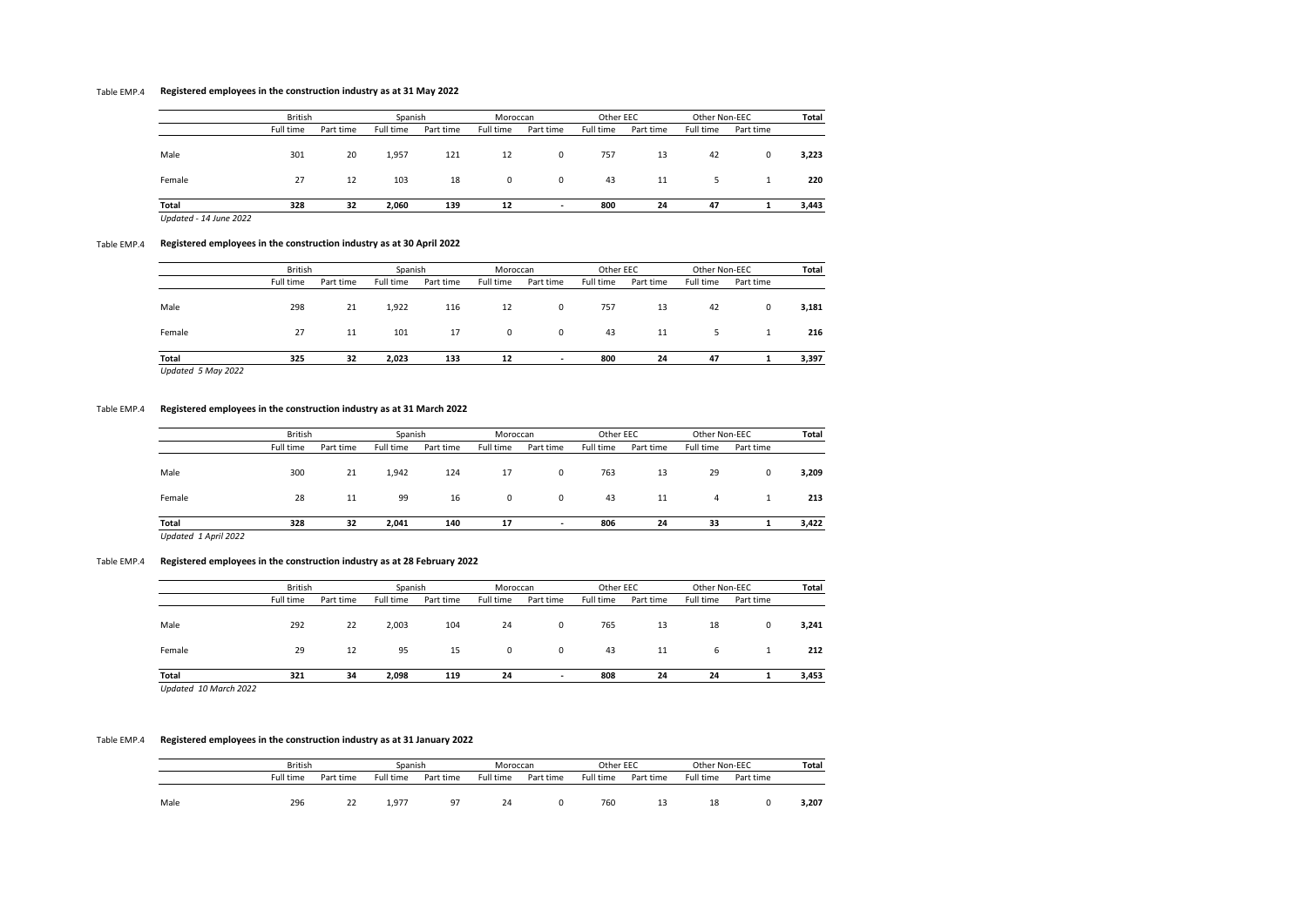Table EMP.4 **Registered employees in the construction industry as at 31 May 2022**

| | British | | Spanish | | Moroccan | | Other EEC | | Other Non-EEC | | **Total** |
|---|---|---|---|---|---|---|---|---|---|---|---|
| | Full time | Part time | Full time | Part time | Full time | Part time | Full time | Part time | Full time | Part time | |
| Male | 301 | 20 | 1,957 | 121 | 12 | 0 | 757 | 13 | 42 | 0 | **3,223** |
| Female | 27 | 12 | 103 | 18 | 0 | 0 | 43 | 11 | 5 | 1 | **220** |
| **Total** | **328** | **32** | **2,060** | **139** | **12** | **-** | **800** | **24** | **47** | **1** | **3,443** |

*Updated - 14 June 2022*

Table EMP.4 **Registered employees in the construction industry as at 30 April 2022**

| | British | | Spanish | | Moroccan | | Other EEC | | Other Non-EEC | | **Total** |
|---|---|---|---|---|---|---|---|---|---|---|---|
| | Full time | Part time | Full time | Part time | Full time | Part time | Full time | Part time | Full time | Part time | |
| Male | 298 | 21 | 1,922 | 116 | 12 | 0 | 757 | 13 | 42 | 0 | **3,181** |
| Female | 27 | 11 | 101 | 17 | 0 | 0 | 43 | 11 | 5 | 1 | **216** |
| **Total** | **325** | **32** | **2,023** | **133** | **12** | **-** | **800** | **24** | **47** | **1** | **3,397** |

*Updated 5 May 2022*

Table EMP.4 **Registered employees in the construction industry as at 31 March 2022**

| | British | | Spanish | | Moroccan | | Other EEC | | Other Non-EEC | | **Total** |
|---|---|---|---|---|---|---|---|---|---|---|---|
| | Full time | Part time | Full time | Part time | Full time | Part time | Full time | Part time | Full time | Part time | |
| Male | 300 | 21 | 1,942 | 124 | 17 | 0 | 763 | 13 | 29 | 0 | **3,209** |
| Female | 28 | 11 | 99 | 16 | 0 | 0 | 43 | 11 | 4 | 1 | **213** |
| **Total** | **328** | **32** | **2,041** | **140** | **17** | **-** | **806** | **24** | **33** | **1** | **3,422** |

*Updated 1 April 2022*

Table EMP.4 **Registered employees in the construction industry as at 28 February 2022**

| | British | | Spanish | | Moroccan | | Other EEC | | Other Non-EEC | | **Total** |
|---|---|---|---|---|---|---|---|---|---|---|---|
| | Full time | Part time | Full time | Part time | Full time | Part time | Full time | Part time | Full time | Part time | |
| Male | 292 | 22 | 2,003 | 104 | 24 | 0 | 765 | 13 | 18 | 0 | **3,241** |
| Female | 29 | 12 | 95 | 15 | 0 | 0 | 43 | 11 | 6 | 1 | **212** |
| **Total** | **321** | **34** | **2,098** | **119** | **24** | **-** | **808** | **24** | **24** | **1** | **3,453** |

*Updated 10 March 2022*

Table EMP.4 **Registered employees in the construction industry as at 31 January 2022**

| | British | | Spanish | | Moroccan | | Other EEC | | Other Non-EEC | | **Total** |
|---|---|---|---|---|---|---|---|---|---|---|---|
| | Full time | Part time | Full time | Part time | Full time | Part time | Full time | Part time | Full time | Part time | |
| Male | 296 | 22 | 1,977 | 97 | 24 | 0 | 760 | 13 | 18 | 0 | **3,207** |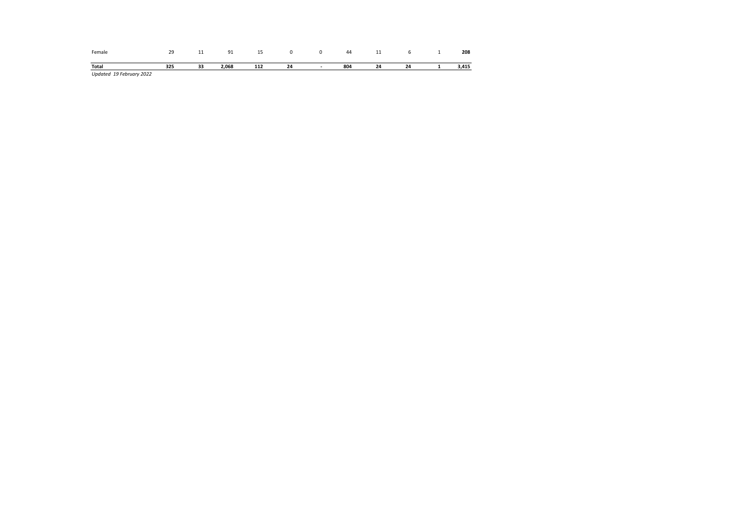| | | | | | | | | | | | |
|---|---|---|---|---|---|---|---|---|---|---|---|
| Female | 29 | 11 | 91 | 15 | 0 | 0 | 44 | 11 | 6 | 1 | **208** |
| **Total** | **325** | **33** | **2,068** | **112** | **24** | **-** | **804** | **24** | **24** | **1** | **3,415** |

*Updated 19 February 2022*